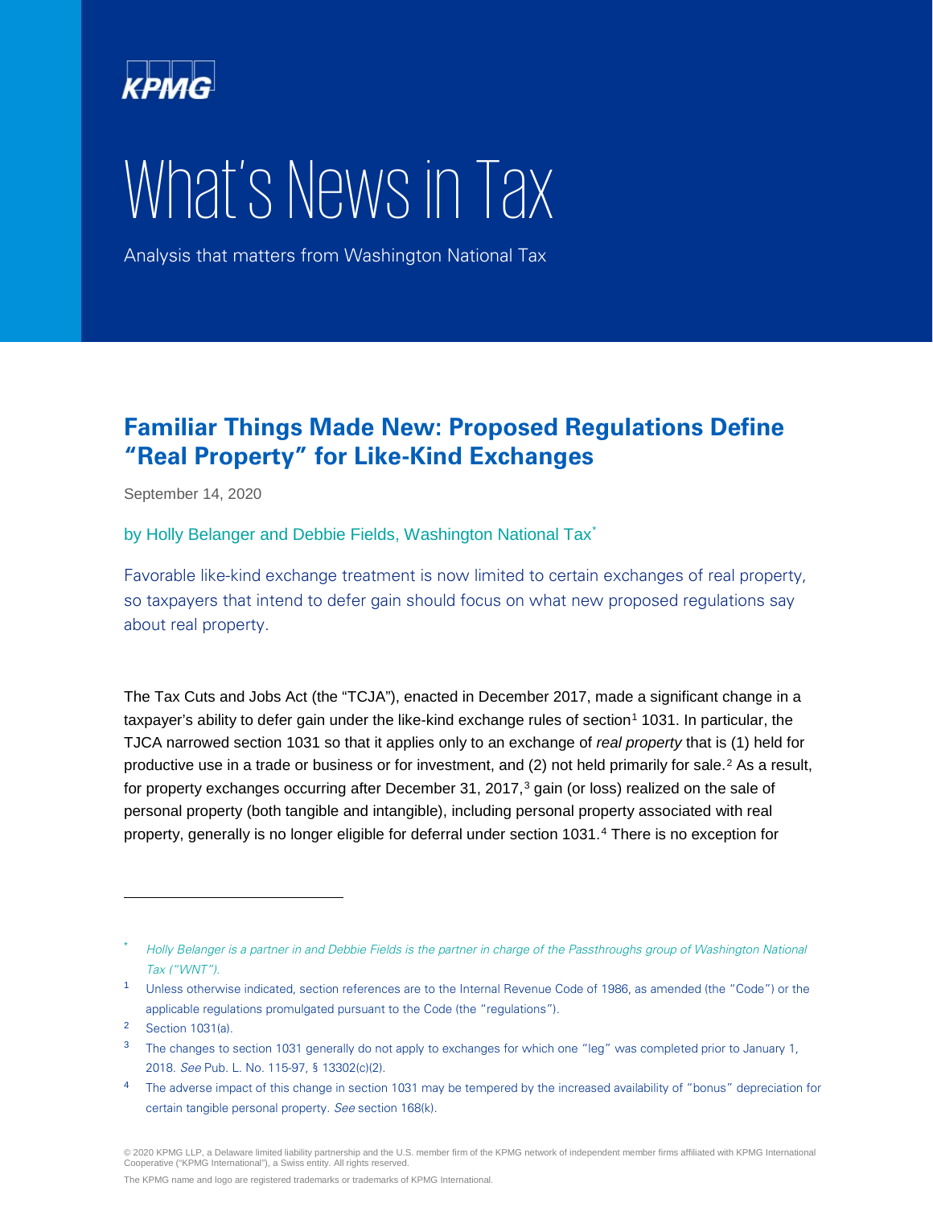KPMG

# What's News in Tax

Analysis that matters from Washington National Tax

## Familiar Things Made New: Proposed Regulations Define "Real Property" for Like-Kind Exchanges

September 14, 2020

by Holly Belanger and Debbie Fields, Washington National Tax[*]

Favorable like-kind exchange treatment is now limited to certain exchanges of real property, so taxpayers that intend to defer gain should focus on what new proposed regulations say about real property.

The Tax Cuts and Jobs Act (the "TCJA"), enacted in December 2017, made a significant change in a taxpayer's ability to defer gain under the like-kind exchange rules of section[1] 1031. In particular, the TJCA narrowed section 1031 so that it applies only to an exchange of *real property* that is (1) held for productive use in a trade or business or for investment, and (2) not held primarily for sale.[2] As a result, for property exchanges occurring after December 31, 2017,[3] gain (or loss) realized on the sale of personal property (both tangible and intangible), including personal property associated with real property, generally is no longer eligible for deferral under section 1031.[4] There is no exception for

---

[*] *Holly Belanger is a partner in and Debbie Fields is the partner in charge of the Passthroughs group of Washington National Tax ("WNT").*

[1] Unless otherwise indicated, section references are to the Internal Revenue Code of 1986, as amended (the "Code") or the applicable regulations promulgated pursuant to the Code (the "regulations").

[2] Section 1031(a).

[3] The changes to section 1031 generally do not apply to exchanges for which one "leg" was completed prior to January 1, 2018. *See* Pub. L. No. 115-97, § 13302(c)(2).

[4] The adverse impact of this change in section 1031 may be tempered by the increased availability of "bonus" depreciation for certain tangible personal property. *See* section 168(k).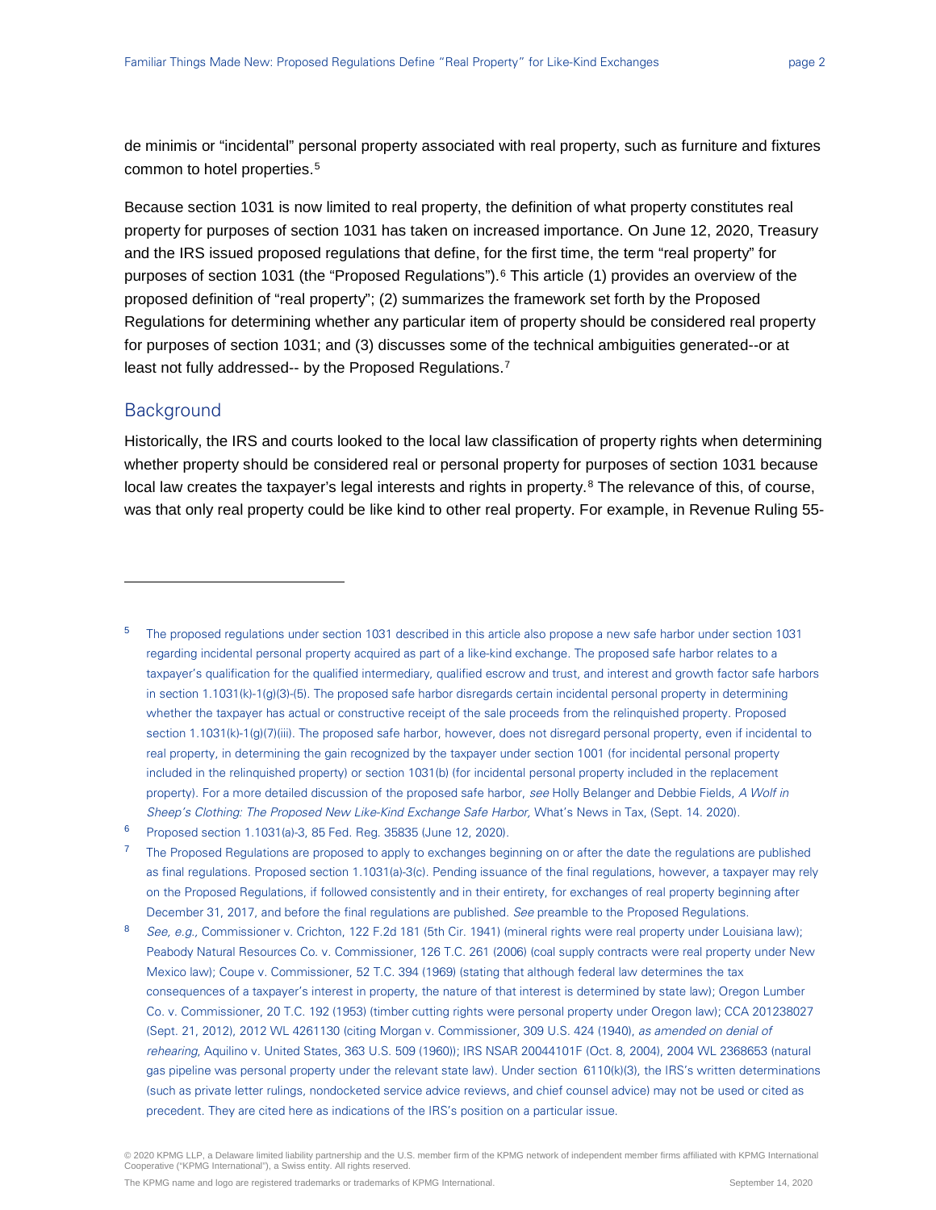de minimis or "incidental" personal property associated with real property, such as furniture and fixtures common to hotel properties.[5]

Because section 1031 is now limited to real property, the definition of what property constitutes real property for purposes of section 1031 has taken on increased importance. On June 12, 2020, Treasury and the IRS issued proposed regulations that define, for the first time, the term "real property" for purposes of section 1031 (the "Proposed Regulations").[6] This article (1) provides an overview of the proposed definition of "real property"; (2) summarizes the framework set forth by the Proposed Regulations for determining whether any particular item of property should be considered real property for purposes of section 1031; and (3) discusses some of the technical ambiguities generated--or at least not fully addressed-- by the Proposed Regulations.[7]

## Background

Historically, the IRS and courts looked to the local law classification of property rights when determining whether property should be considered real or personal property for purposes of section 1031 because local law creates the taxpayer's legal interests and rights in property.[8] The relevance of this, of course, was that only real property could be like kind to other real property. For example, in Revenue Ruling 55-

---

[5] The proposed regulations under section 1031 described in this article also propose a new safe harbor under section 1031 regarding incidental personal property acquired as part of a like-kind exchange. The proposed safe harbor relates to a taxpayer's qualification for the qualified intermediary, qualified escrow and trust, and interest and growth factor safe harbors in section 1.1031(k)-1(g)(3)-(5). The proposed safe harbor disregards certain incidental personal property in determining whether the taxpayer has actual or constructive receipt of the sale proceeds from the relinquished property. Proposed section 1.1031(k)-1(g)(7)(iii). The proposed safe harbor, however, does not disregard personal property, even if incidental to real property, in determining the gain recognized by the taxpayer under section 1001 (for incidental personal property included in the relinquished property) or section 1031(b) (for incidental personal property included in the replacement property). For a more detailed discussion of the proposed safe harbor, *see* Holly Belanger and Debbie Fields, *A Wolf in Sheep's Clothing: The Proposed New Like-Kind Exchange Safe Harbor,* What's News in Tax, (Sept. 14. 2020).

[6] Proposed section 1.1031(a)-3, 85 Fed. Reg. 35835 (June 12, 2020).

[7] The Proposed Regulations are proposed to apply to exchanges beginning on or after the date the regulations are published as final regulations. Proposed section 1.1031(a)-3(c). Pending issuance of the final regulations, however, a taxpayer may rely on the Proposed Regulations, if followed consistently and in their entirety, for exchanges of real property beginning after December 31, 2017, and before the final regulations are published. *See* preamble to the Proposed Regulations.

[8] *See, e.g.,* Commissioner v. Crichton, 122 F.2d 181 (5th Cir. 1941) (mineral rights were real property under Louisiana law); Peabody Natural Resources Co. v. Commissioner, 126 T.C. 261 (2006) (coal supply contracts were real property under New Mexico law); Coupe v. Commissioner, 52 T.C. 394 (1969) (stating that although federal law determines the tax consequences of a taxpayer's interest in property, the nature of that interest is determined by state law); Oregon Lumber Co. v. Commissioner, 20 T.C. 192 (1953) (timber cutting rights were personal property under Oregon law); CCA 201238027 (Sept. 21, 2012), 2012 WL 4261130 (citing Morgan v. Commissioner, 309 U.S. 424 (1940), *as amended on denial of rehearing*, Aquilino v. United States, 363 U.S. 509 (1960)); IRS NSAR 20044101F (Oct. 8, 2004), 2004 WL 2368653 (natural gas pipeline was personal property under the relevant state law). Under section 6110(k)(3), the IRS's written determinations (such as private letter rulings, nondocketed service advice reviews, and chief counsel advice) may not be used or cited as precedent. They are cited here as indications of the IRS's position on a particular issue.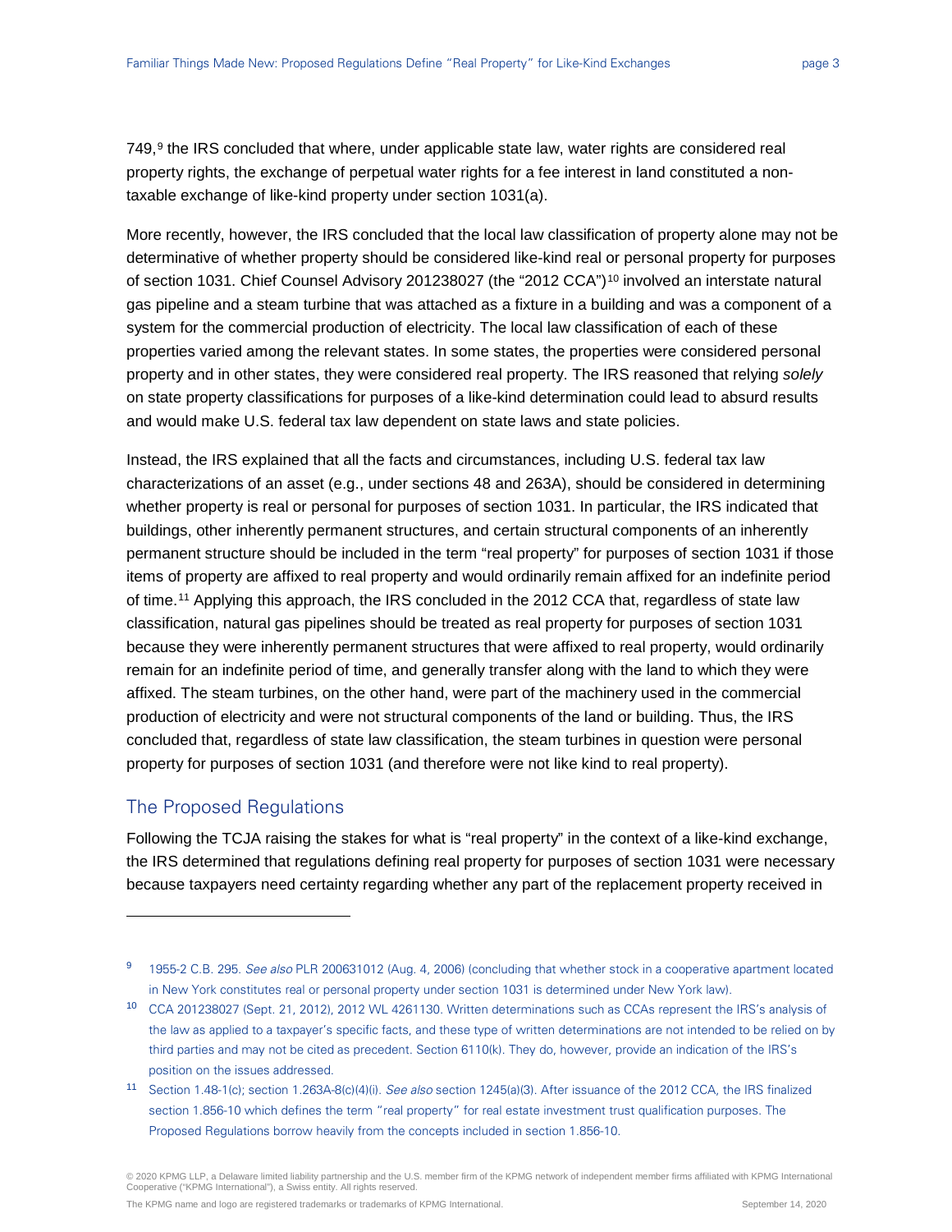749,[9] the IRS concluded that where, under applicable state law, water rights are considered real property rights, the exchange of perpetual water rights for a fee interest in land constituted a non-taxable exchange of like-kind property under section 1031(a).

More recently, however, the IRS concluded that the local law classification of property alone may not be determinative of whether property should be considered like-kind real or personal property for purposes of section 1031. Chief Counsel Advisory 201238027 (the "2012 CCA")[10] involved an interstate natural gas pipeline and a steam turbine that was attached as a fixture in a building and was a component of a system for the commercial production of electricity. The local law classification of each of these properties varied among the relevant states. In some states, the properties were considered personal property and in other states, they were considered real property. The IRS reasoned that relying *solely* on state property classifications for purposes of a like-kind determination could lead to absurd results and would make U.S. federal tax law dependent on state laws and state policies.

Instead, the IRS explained that all the facts and circumstances, including U.S. federal tax law characterizations of an asset (e.g., under sections 48 and 263A), should be considered in determining whether property is real or personal for purposes of section 1031. In particular, the IRS indicated that buildings, other inherently permanent structures, and certain structural components of an inherently permanent structure should be included in the term "real property" for purposes of section 1031 if those items of property are affixed to real property and would ordinarily remain affixed for an indefinite period of time.[11] Applying this approach, the IRS concluded in the 2012 CCA that, regardless of state law classification, natural gas pipelines should be treated as real property for purposes of section 1031 because they were inherently permanent structures that were affixed to real property, would ordinarily remain for an indefinite period of time, and generally transfer along with the land to which they were affixed. The steam turbines, on the other hand, were part of the machinery used in the commercial production of electricity and were not structural components of the land or building. Thus, the IRS concluded that, regardless of state law classification, the steam turbines in question were personal property for purposes of section 1031 (and therefore were not like kind to real property).

## The Proposed Regulations

Following the TCJA raising the stakes for what is "real property" in the context of a like-kind exchange, the IRS determined that regulations defining real property for purposes of section 1031 were necessary because taxpayers need certainty regarding whether any part of the replacement property received in

---

[9] 1955-2 C.B. 295. *See also* PLR 200631012 (Aug. 4, 2006) (concluding that whether stock in a cooperative apartment located in New York constitutes real or personal property under section 1031 is determined under New York law).

[10] CCA 201238027 (Sept. 21, 2012), 2012 WL 4261130. Written determinations such as CCAs represent the IRS's analysis of the law as applied to a taxpayer's specific facts, and these type of written determinations are not intended to be relied on by third parties and may not be cited as precedent. Section 6110(k). They do, however, provide an indication of the IRS's position on the issues addressed.

[11] Section 1.48-1(c); section 1.263A-8(c)(4)(i). *See also* section 1245(a)(3). After issuance of the 2012 CCA, the IRS finalized section 1.856-10 which defines the term "real property" for real estate investment trust qualification purposes. The Proposed Regulations borrow heavily from the concepts included in section 1.856-10.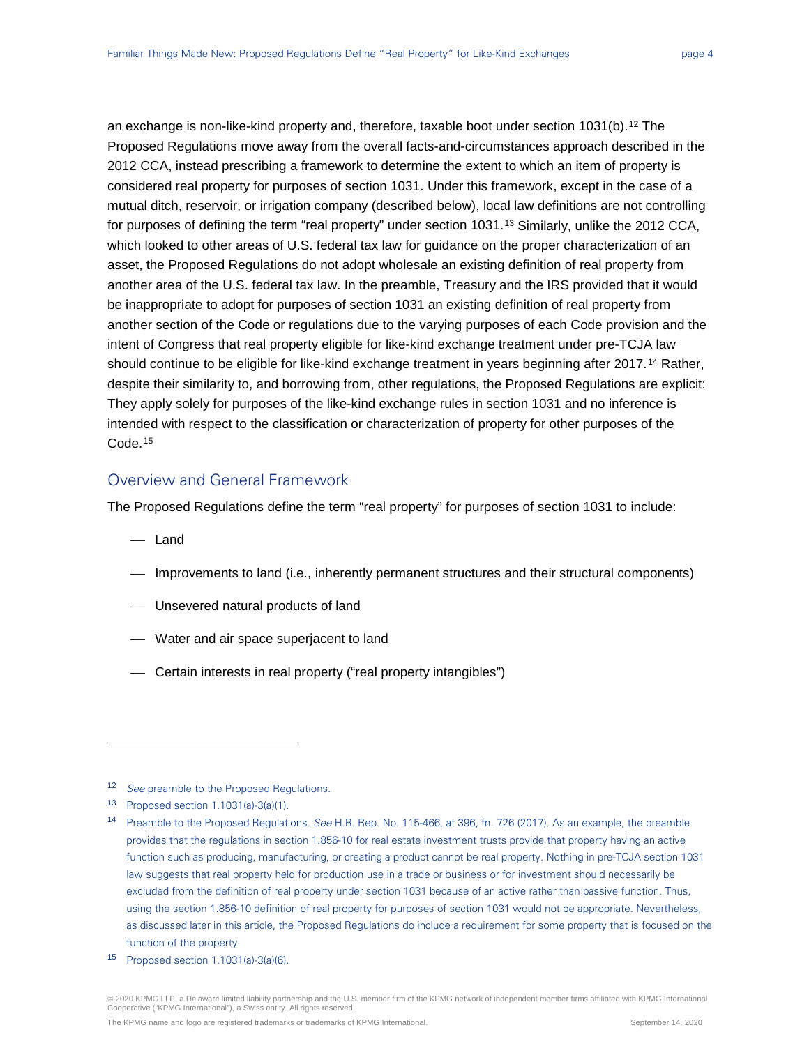an exchange is non-like-kind property and, therefore, taxable boot under section 1031(b).[12] The Proposed Regulations move away from the overall facts-and-circumstances approach described in the 2012 CCA, instead prescribing a framework to determine the extent to which an item of property is considered real property for purposes of section 1031. Under this framework, except in the case of a mutual ditch, reservoir, or irrigation company (described below), local law definitions are not controlling for purposes of defining the term "real property" under section 1031.[13] Similarly, unlike the 2012 CCA, which looked to other areas of U.S. federal tax law for guidance on the proper characterization of an asset, the Proposed Regulations do not adopt wholesale an existing definition of real property from another area of the U.S. federal tax law. In the preamble, Treasury and the IRS provided that it would be inappropriate to adopt for purposes of section 1031 an existing definition of real property from another section of the Code or regulations due to the varying purposes of each Code provision and the intent of Congress that real property eligible for like-kind exchange treatment under pre-TCJA law should continue to be eligible for like-kind exchange treatment in years beginning after 2017.[14] Rather, despite their similarity to, and borrowing from, other regulations, the Proposed Regulations are explicit: They apply solely for purposes of the like-kind exchange rules in section 1031 and no inference is intended with respect to the classification or characterization of property for other purposes of the Code.[15]

## Overview and General Framework

The Proposed Regulations define the term "real property" for purposes of section 1031 to include:

- Land
- Improvements to land (i.e., inherently permanent structures and their structural components)
- Unsevered natural products of land
- Water and air space superjacent to land
- Certain interests in real property ("real property intangibles")

---

[12] *See* preamble to the Proposed Regulations.

[13] Proposed section 1.1031(a)-3(a)(1).

[14] Preamble to the Proposed Regulations. *See* H.R. Rep. No. 115-466, at 396, fn. 726 (2017). As an example, the preamble provides that the regulations in section 1.856-10 for real estate investment trusts provide that property having an active function such as producing, manufacturing, or creating a product cannot be real property. Nothing in pre-TCJA section 1031 law suggests that real property held for production use in a trade or business or for investment should necessarily be excluded from the definition of real property under section 1031 because of an active rather than passive function. Thus, using the section 1.856-10 definition of real property for purposes of section 1031 would not be appropriate. Nevertheless, as discussed later in this article, the Proposed Regulations do include a requirement for some property that is focused on the function of the property.

[15] Proposed section 1.1031(a)-3(a)(6).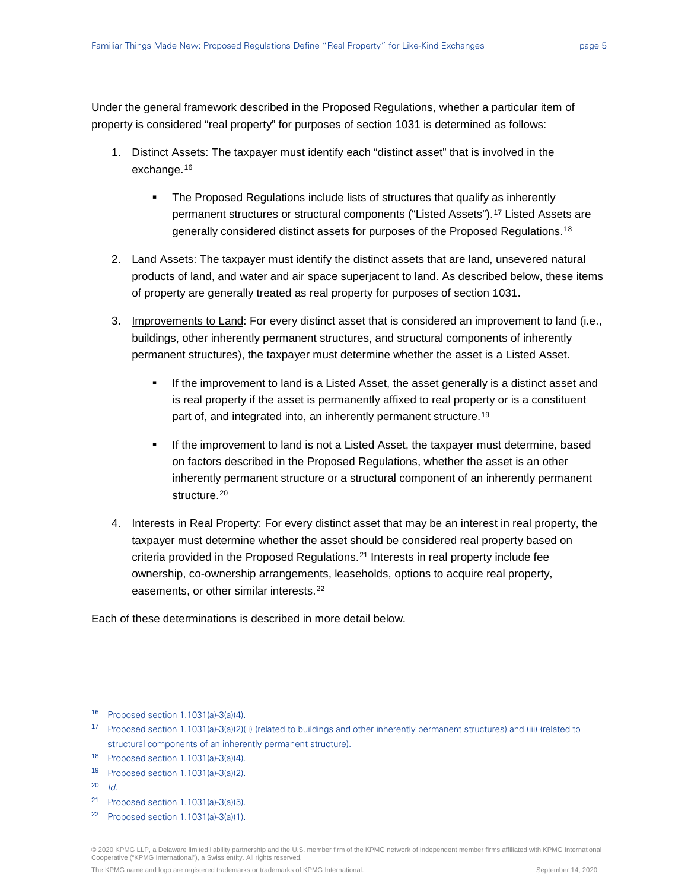Under the general framework described in the Proposed Regulations, whether a particular item of property is considered "real property" for purposes of section 1031 is determined as follows:

1. Distinct Assets: The taxpayer must identify each "distinct asset" that is involved in the exchange.[16]
   - The Proposed Regulations include lists of structures that qualify as inherently permanent structures or structural components ("Listed Assets").[17] Listed Assets are generally considered distinct assets for purposes of the Proposed Regulations.[18]
2. Land Assets: The taxpayer must identify the distinct assets that are land, unsevered natural products of land, and water and air space superjacent to land. As described below, these items of property are generally treated as real property for purposes of section 1031.
3. Improvements to Land: For every distinct asset that is considered an improvement to land (i.e., buildings, other inherently permanent structures, and structural components of inherently permanent structures), the taxpayer must determine whether the asset is a Listed Asset.
   - If the improvement to land is a Listed Asset, the asset generally is a distinct asset and is real property if the asset is permanently affixed to real property or is a constituent part of, and integrated into, an inherently permanent structure.[19]
   - If the improvement to land is not a Listed Asset, the taxpayer must determine, based on factors described in the Proposed Regulations, whether the asset is an other inherently permanent structure or a structural component of an inherently permanent structure.[20]
4. Interests in Real Property: For every distinct asset that may be an interest in real property, the taxpayer must determine whether the asset should be considered real property based on criteria provided in the Proposed Regulations.[21] Interests in real property include fee ownership, co-ownership arrangements, leaseholds, options to acquire real property, easements, or other similar interests.[22]

Each of these determinations is described in more detail below.

---

[16] Proposed section 1.1031(a)-3(a)(4).

[17] Proposed section 1.1031(a)-3(a)(2)(ii) (related to buildings and other inherently permanent structures) and (iii) (related to structural components of an inherently permanent structure).

[18] Proposed section 1.1031(a)-3(a)(4).

[19] Proposed section 1.1031(a)-3(a)(2).

[20] *Id.*

[21] Proposed section 1.1031(a)-3(a)(5).

[22] Proposed section 1.1031(a)-3(a)(1).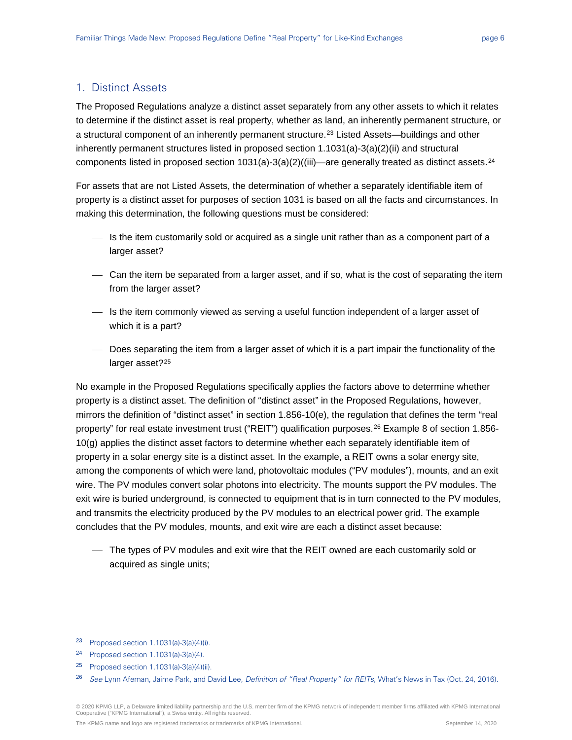## 1. Distinct Assets

The Proposed Regulations analyze a distinct asset separately from any other assets to which it relates to determine if the distinct asset is real property, whether as land, an inherently permanent structure, or a structural component of an inherently permanent structure.[23] Listed Assets—buildings and other inherently permanent structures listed in proposed section 1.1031(a)-3(a)(2)(ii) and structural components listed in proposed section 1031(a)-3(a)(2)((iii)—are generally treated as distinct assets.[24]

For assets that are not Listed Assets, the determination of whether a separately identifiable item of property is a distinct asset for purposes of section 1031 is based on all the facts and circumstances. In making this determination, the following questions must be considered:

- Is the item customarily sold or acquired as a single unit rather than as a component part of a larger asset?
- Can the item be separated from a larger asset, and if so, what is the cost of separating the item from the larger asset?
- Is the item commonly viewed as serving a useful function independent of a larger asset of which it is a part?
- Does separating the item from a larger asset of which it is a part impair the functionality of the larger asset?[25]

No example in the Proposed Regulations specifically applies the factors above to determine whether property is a distinct asset. The definition of "distinct asset" in the Proposed Regulations, however, mirrors the definition of "distinct asset" in section 1.856-10(e), the regulation that defines the term "real property" for real estate investment trust ("REIT") qualification purposes.[26] Example 8 of section 1.856-10(g) applies the distinct asset factors to determine whether each separately identifiable item of property in a solar energy site is a distinct asset. In the example, a REIT owns a solar energy site, among the components of which were land, photovoltaic modules ("PV modules"), mounts, and an exit wire. The PV modules convert solar photons into electricity. The mounts support the PV modules. The exit wire is buried underground, is connected to equipment that is in turn connected to the PV modules, and transmits the electricity produced by the PV modules to an electrical power grid. The example concludes that the PV modules, mounts, and exit wire are each a distinct asset because:

- The types of PV modules and exit wire that the REIT owned are each customarily sold or acquired as single units;

---

[23] Proposed section 1.1031(a)-3(a)(4)(i).

[24] Proposed section 1.1031(a)-3(a)(4).

[25] Proposed section 1.1031(a)-3(a)(4)(ii).

[26] *See* Lynn Afeman, Jaime Park, and David Lee, *Definition of "Real Property" for REITs,* What's News in Tax (Oct. 24, 2016).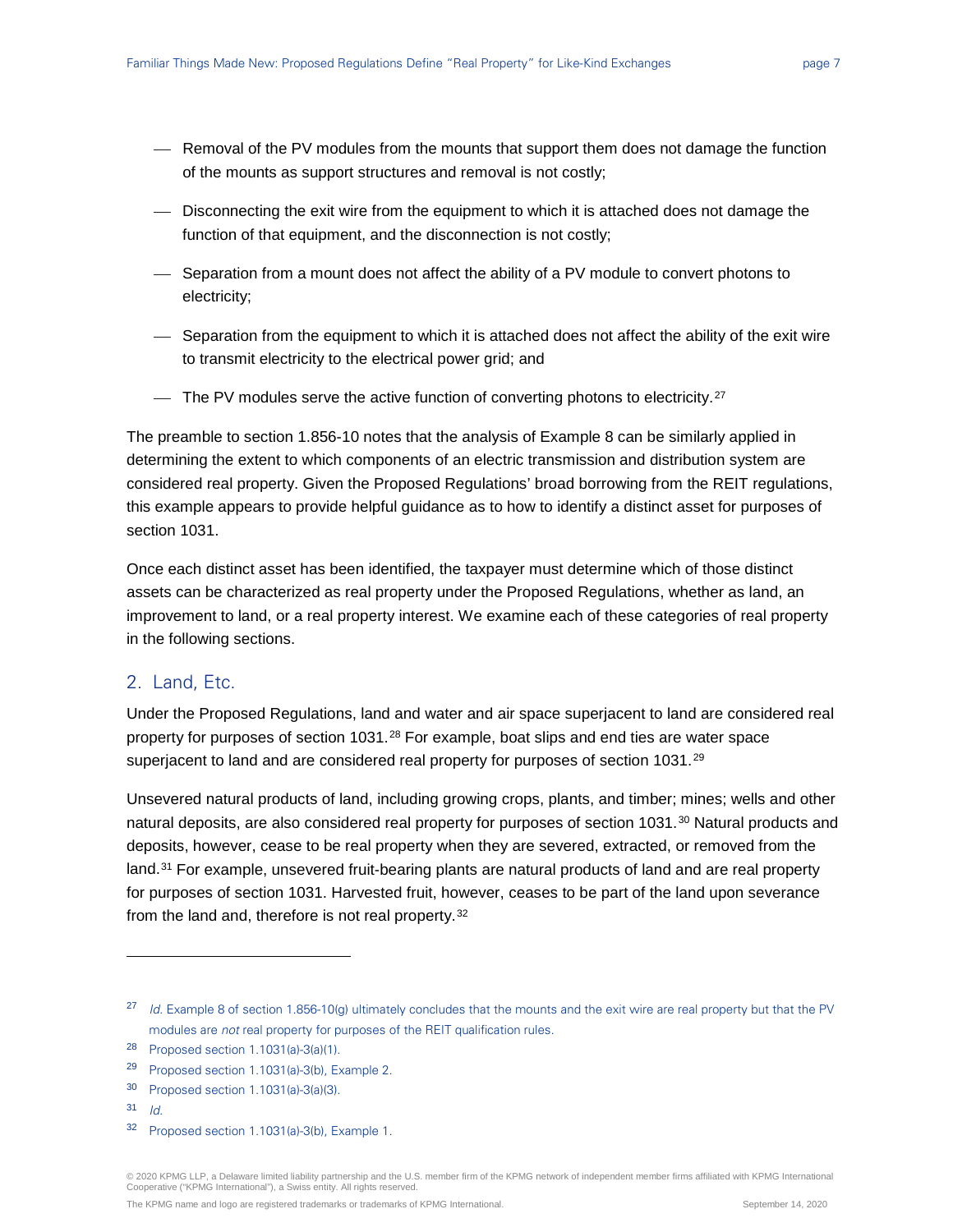- Removal of the PV modules from the mounts that support them does not damage the function of the mounts as support structures and removal is not costly;
- Disconnecting the exit wire from the equipment to which it is attached does not damage the function of that equipment, and the disconnection is not costly;
- Separation from a mount does not affect the ability of a PV module to convert photons to electricity;
- Separation from the equipment to which it is attached does not affect the ability of the exit wire to transmit electricity to the electrical power grid; and
- The PV modules serve the active function of converting photons to electricity.[27]

The preamble to section 1.856-10 notes that the analysis of Example 8 can be similarly applied in determining the extent to which components of an electric transmission and distribution system are considered real property. Given the Proposed Regulations' broad borrowing from the REIT regulations, this example appears to provide helpful guidance as to how to identify a distinct asset for purposes of section 1031.

Once each distinct asset has been identified, the taxpayer must determine which of those distinct assets can be characterized as real property under the Proposed Regulations, whether as land, an improvement to land, or a real property interest. We examine each of these categories of real property in the following sections.

## 2. Land, Etc.

Under the Proposed Regulations, land and water and air space superjacent to land are considered real property for purposes of section 1031.[28] For example, boat slips and end ties are water space superjacent to land and are considered real property for purposes of section 1031.[29]

Unsevered natural products of land, including growing crops, plants, and timber; mines; wells and other natural deposits, are also considered real property for purposes of section 1031.[30] Natural products and deposits, however, cease to be real property when they are severed, extracted, or removed from the land.[31] For example, unsevered fruit-bearing plants are natural products of land and are real property for purposes of section 1031. Harvested fruit, however, ceases to be part of the land upon severance from the land and, therefore is not real property.[32]

---

[27] *Id.* Example 8 of section 1.856-10(g) ultimately concludes that the mounts and the exit wire are real property but that the PV modules are *not* real property for purposes of the REIT qualification rules.

[28] Proposed section 1.1031(a)-3(a)(1).

[29] Proposed section 1.1031(a)-3(b), Example 2.

[30] Proposed section 1.1031(a)-3(a)(3).

[31] *Id.*

[32] Proposed section 1.1031(a)-3(b), Example 1.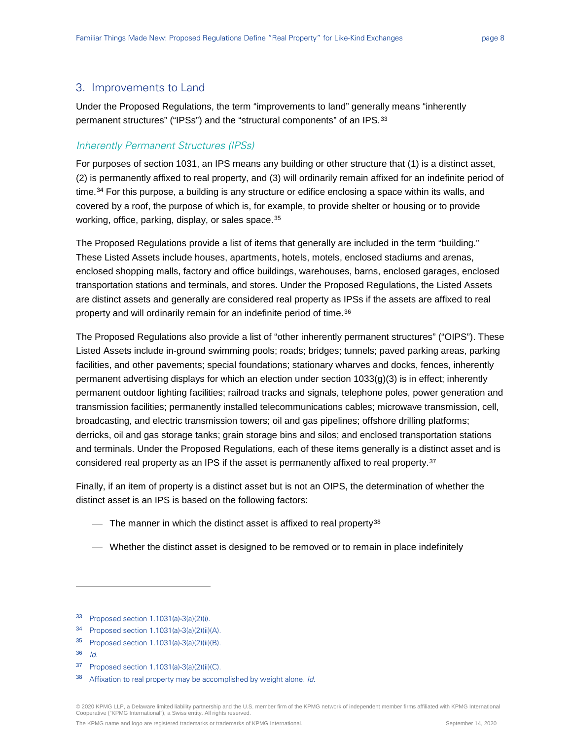## 3. Improvements to Land

Under the Proposed Regulations, the term "improvements to land" generally means "inherently permanent structures" ("IPSs") and the "structural components" of an IPS.[33]

### *Inherently Permanent Structures (IPSs)*

For purposes of section 1031, an IPS means any building or other structure that (1) is a distinct asset, (2) is permanently affixed to real property, and (3) will ordinarily remain affixed for an indefinite period of time.[34] For this purpose, a building is any structure or edifice enclosing a space within its walls, and covered by a roof, the purpose of which is, for example, to provide shelter or housing or to provide working, office, parking, display, or sales space.[35]

The Proposed Regulations provide a list of items that generally are included in the term "building." These Listed Assets include houses, apartments, hotels, motels, enclosed stadiums and arenas, enclosed shopping malls, factory and office buildings, warehouses, barns, enclosed garages, enclosed transportation stations and terminals, and stores. Under the Proposed Regulations, the Listed Assets are distinct assets and generally are considered real property as IPSs if the assets are affixed to real property and will ordinarily remain for an indefinite period of time.[36]

The Proposed Regulations also provide a list of "other inherently permanent structures" ("OIPS"). These Listed Assets include in-ground swimming pools; roads; bridges; tunnels; paved parking areas, parking facilities, and other pavements; special foundations; stationary wharves and docks, fences, inherently permanent advertising displays for which an election under section 1033(g)(3) is in effect; inherently permanent outdoor lighting facilities; railroad tracks and signals, telephone poles, power generation and transmission facilities; permanently installed telecommunications cables; microwave transmission, cell, broadcasting, and electric transmission towers; oil and gas pipelines; offshore drilling platforms; derricks, oil and gas storage tanks; grain storage bins and silos; and enclosed transportation stations and terminals. Under the Proposed Regulations, each of these items generally is a distinct asset and is considered real property as an IPS if the asset is permanently affixed to real property.[37]

Finally, if an item of property is a distinct asset but is not an OIPS, the determination of whether the distinct asset is an IPS is based on the following factors:

- The manner in which the distinct asset is affixed to real property[38]
- Whether the distinct asset is designed to be removed or to remain in place indefinitely

---

[33] Proposed section 1.1031(a)-3(a)(2)(i).

[34] Proposed section 1.1031(a)-3(a)(2)(ii)(A).

[35] Proposed section 1.1031(a)-3(a)(2)(ii)(B).

[36] *Id.*

[37] Proposed section 1.1031(a)-3(a)(2)(ii)(C).

[38] Affixation to real property may be accomplished by weight alone. *Id.*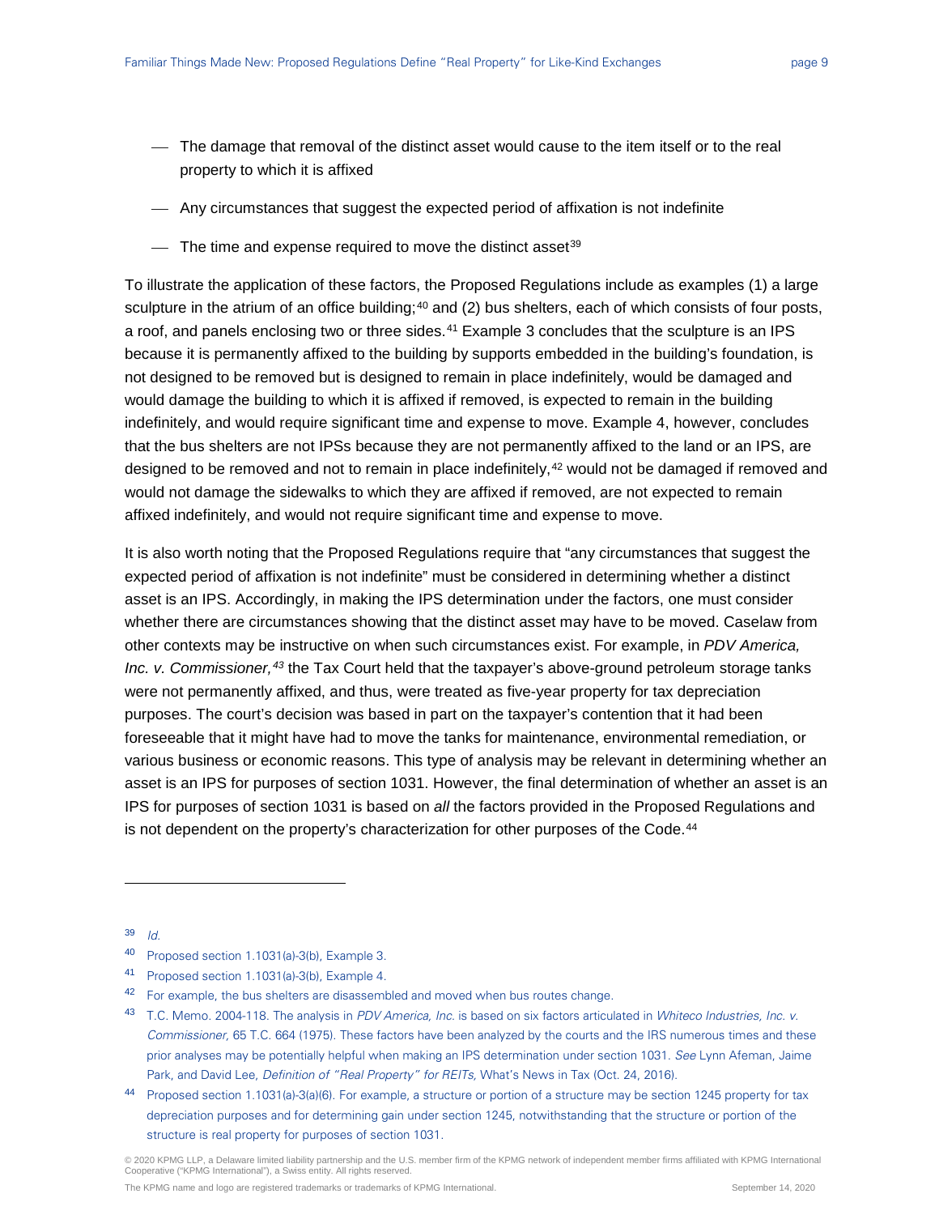- The damage that removal of the distinct asset would cause to the item itself or to the real property to which it is affixed
- Any circumstances that suggest the expected period of affixation is not indefinite
- The time and expense required to move the distinct asset[39]

To illustrate the application of these factors, the Proposed Regulations include as examples (1) a large sculpture in the atrium of an office building;[40] and (2) bus shelters, each of which consists of four posts, a roof, and panels enclosing two or three sides.[41] Example 3 concludes that the sculpture is an IPS because it is permanently affixed to the building by supports embedded in the building's foundation, is not designed to be removed but is designed to remain in place indefinitely, would be damaged and would damage the building to which it is affixed if removed, is expected to remain in the building indefinitely, and would require significant time and expense to move. Example 4, however, concludes that the bus shelters are not IPSs because they are not permanently affixed to the land or an IPS, are designed to be removed and not to remain in place indefinitely,[42] would not be damaged if removed and would not damage the sidewalks to which they are affixed if removed, are not expected to remain affixed indefinitely, and would not require significant time and expense to move.

It is also worth noting that the Proposed Regulations require that "any circumstances that suggest the expected period of affixation is not indefinite" must be considered in determining whether a distinct asset is an IPS. Accordingly, in making the IPS determination under the factors, one must consider whether there are circumstances showing that the distinct asset may have to be moved. Caselaw from other contexts may be instructive on when such circumstances exist. For example, in *PDV America, Inc. v. Commissioner,*[43] the Tax Court held that the taxpayer's above-ground petroleum storage tanks were not permanently affixed, and thus, were treated as five-year property for tax depreciation purposes. The court's decision was based in part on the taxpayer's contention that it had been foreseeable that it might have had to move the tanks for maintenance, environmental remediation, or various business or economic reasons. This type of analysis may be relevant in determining whether an asset is an IPS for purposes of section 1031. However, the final determination of whether an asset is an IPS for purposes of section 1031 is based on *all* the factors provided in the Proposed Regulations and is not dependent on the property's characterization for other purposes of the Code.[44]

---

[39] *Id.*

[40] Proposed section 1.1031(a)-3(b), Example 3.

[41] Proposed section 1.1031(a)-3(b), Example 4.

[42] For example, the bus shelters are disassembled and moved when bus routes change.

[43] T.C. Memo. 2004-118. The analysis in *PDV America, Inc.* is based on six factors articulated in *Whiteco Industries, Inc. v. Commissioner,* 65 T.C. 664 (1975). These factors have been analyzed by the courts and the IRS numerous times and these prior analyses may be potentially helpful when making an IPS determination under section 1031. *See* Lynn Afeman, Jaime Park, and David Lee, *Definition of "Real Property" for REITs,* What's News in Tax (Oct. 24, 2016).

[44] Proposed section 1.1031(a)-3(a)(6). For example, a structure or portion of a structure may be section 1245 property for tax depreciation purposes and for determining gain under section 1245, notwithstanding that the structure or portion of the structure is real property for purposes of section 1031.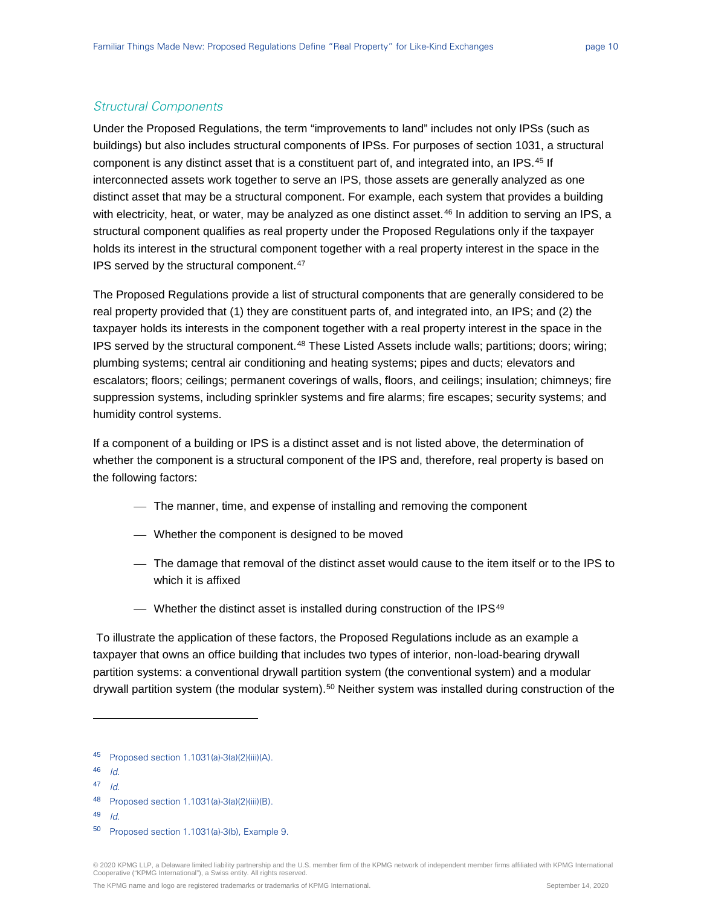### *Structural Components*

Under the Proposed Regulations, the term "improvements to land" includes not only IPSs (such as buildings) but also includes structural components of IPSs. For purposes of section 1031, a structural component is any distinct asset that is a constituent part of, and integrated into, an IPS.[45] If interconnected assets work together to serve an IPS, those assets are generally analyzed as one distinct asset that may be a structural component. For example, each system that provides a building with electricity, heat, or water, may be analyzed as one distinct asset.[46] In addition to serving an IPS, a structural component qualifies as real property under the Proposed Regulations only if the taxpayer holds its interest in the structural component together with a real property interest in the space in the IPS served by the structural component.[47]

The Proposed Regulations provide a list of structural components that are generally considered to be real property provided that (1) they are constituent parts of, and integrated into, an IPS; and (2) the taxpayer holds its interests in the component together with a real property interest in the space in the IPS served by the structural component.[48] These Listed Assets include walls; partitions; doors; wiring; plumbing systems; central air conditioning and heating systems; pipes and ducts; elevators and escalators; floors; ceilings; permanent coverings of walls, floors, and ceilings; insulation; chimneys; fire suppression systems, including sprinkler systems and fire alarms; fire escapes; security systems; and humidity control systems.

If a component of a building or IPS is a distinct asset and is not listed above, the determination of whether the component is a structural component of the IPS and, therefore, real property is based on the following factors:

- The manner, time, and expense of installing and removing the component
- Whether the component is designed to be moved
- The damage that removal of the distinct asset would cause to the item itself or to the IPS to which it is affixed
- Whether the distinct asset is installed during construction of the IPS[49]

To illustrate the application of these factors, the Proposed Regulations include as an example a taxpayer that owns an office building that includes two types of interior, non-load-bearing drywall partition systems: a conventional drywall partition system (the conventional system) and a modular drywall partition system (the modular system).[50] Neither system was installed during construction of the

---

[45] Proposed section 1.1031(a)-3(a)(2)(iii)(A).

[46] *Id.*

[47] *Id.*

[48] Proposed section 1.1031(a)-3(a)(2)(iii)(B).

[49] *Id.*

[50] Proposed section 1.1031(a)-3(b), Example 9.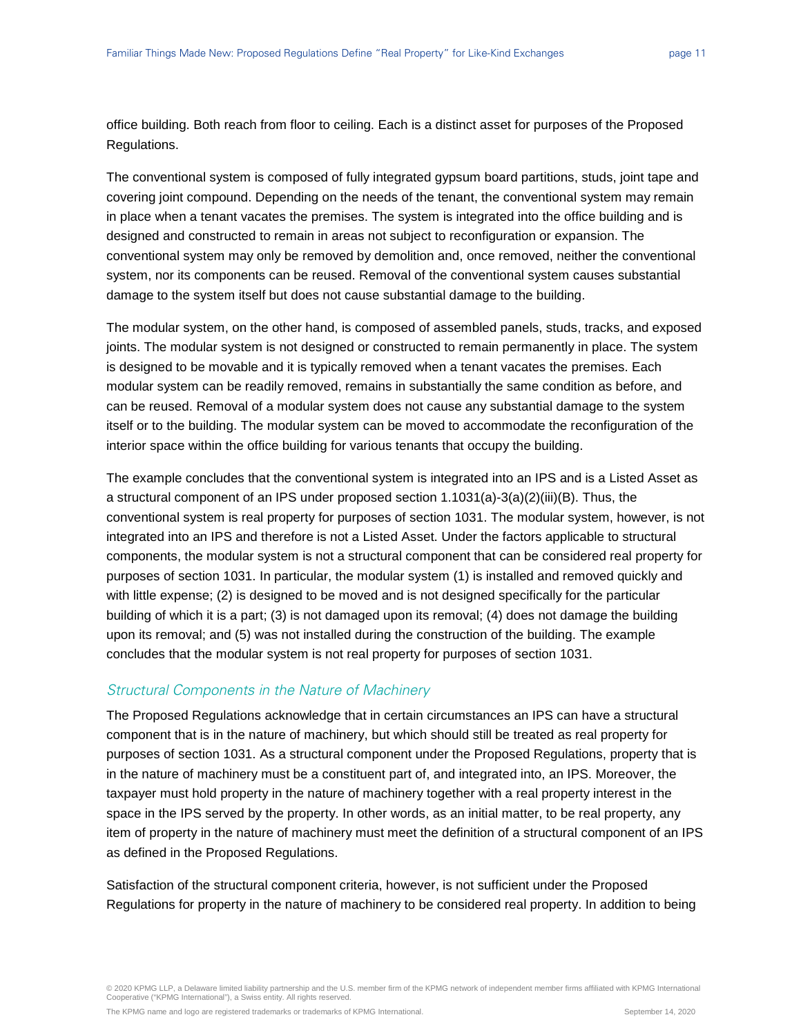office building. Both reach from floor to ceiling. Each is a distinct asset for purposes of the Proposed Regulations.

The conventional system is composed of fully integrated gypsum board partitions, studs, joint tape and covering joint compound. Depending on the needs of the tenant, the conventional system may remain in place when a tenant vacates the premises. The system is integrated into the office building and is designed and constructed to remain in areas not subject to reconfiguration or expansion. The conventional system may only be removed by demolition and, once removed, neither the conventional system, nor its components can be reused. Removal of the conventional system causes substantial damage to the system itself but does not cause substantial damage to the building.

The modular system, on the other hand, is composed of assembled panels, studs, tracks, and exposed joints. The modular system is not designed or constructed to remain permanently in place. The system is designed to be movable and it is typically removed when a tenant vacates the premises. Each modular system can be readily removed, remains in substantially the same condition as before, and can be reused. Removal of a modular system does not cause any substantial damage to the system itself or to the building. The modular system can be moved to accommodate the reconfiguration of the interior space within the office building for various tenants that occupy the building.

The example concludes that the conventional system is integrated into an IPS and is a Listed Asset as a structural component of an IPS under proposed section 1.1031(a)-3(a)(2)(iii)(B). Thus, the conventional system is real property for purposes of section 1031. The modular system, however, is not integrated into an IPS and therefore is not a Listed Asset. Under the factors applicable to structural components, the modular system is not a structural component that can be considered real property for purposes of section 1031. In particular, the modular system (1) is installed and removed quickly and with little expense; (2) is designed to be moved and is not designed specifically for the particular building of which it is a part; (3) is not damaged upon its removal; (4) does not damage the building upon its removal; and (5) was not installed during the construction of the building. The example concludes that the modular system is not real property for purposes of section 1031.

### *Structural Components in the Nature of Machinery*

The Proposed Regulations acknowledge that in certain circumstances an IPS can have a structural component that is in the nature of machinery, but which should still be treated as real property for purposes of section 1031. As a structural component under the Proposed Regulations, property that is in the nature of machinery must be a constituent part of, and integrated into, an IPS. Moreover, the taxpayer must hold property in the nature of machinery together with a real property interest in the space in the IPS served by the property. In other words, as an initial matter, to be real property, any item of property in the nature of machinery must meet the definition of a structural component of an IPS as defined in the Proposed Regulations.

Satisfaction of the structural component criteria, however, is not sufficient under the Proposed Regulations for property in the nature of machinery to be considered real property. In addition to being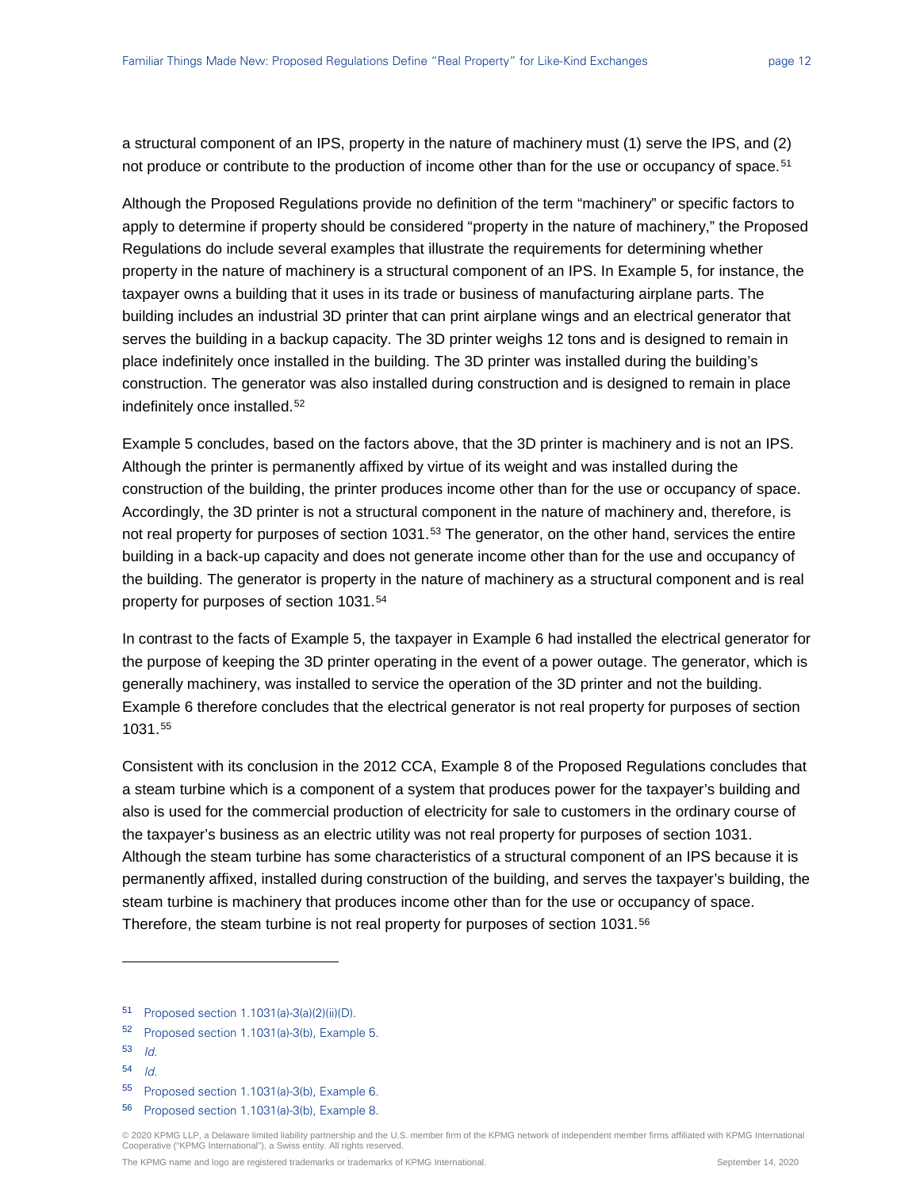a structural component of an IPS, property in the nature of machinery must (1) serve the IPS, and (2) not produce or contribute to the production of income other than for the use or occupancy of space.[51]

Although the Proposed Regulations provide no definition of the term "machinery" or specific factors to apply to determine if property should be considered "property in the nature of machinery," the Proposed Regulations do include several examples that illustrate the requirements for determining whether property in the nature of machinery is a structural component of an IPS. In Example 5, for instance, the taxpayer owns a building that it uses in its trade or business of manufacturing airplane parts. The building includes an industrial 3D printer that can print airplane wings and an electrical generator that serves the building in a backup capacity. The 3D printer weighs 12 tons and is designed to remain in place indefinitely once installed in the building. The 3D printer was installed during the building's construction. The generator was also installed during construction and is designed to remain in place indefinitely once installed.[52]

Example 5 concludes, based on the factors above, that the 3D printer is machinery and is not an IPS. Although the printer is permanently affixed by virtue of its weight and was installed during the construction of the building, the printer produces income other than for the use or occupancy of space. Accordingly, the 3D printer is not a structural component in the nature of machinery and, therefore, is not real property for purposes of section 1031.[53] The generator, on the other hand, services the entire building in a back-up capacity and does not generate income other than for the use and occupancy of the building. The generator is property in the nature of machinery as a structural component and is real property for purposes of section 1031.[54]

In contrast to the facts of Example 5, the taxpayer in Example 6 had installed the electrical generator for the purpose of keeping the 3D printer operating in the event of a power outage. The generator, which is generally machinery, was installed to service the operation of the 3D printer and not the building. Example 6 therefore concludes that the electrical generator is not real property for purposes of section 1031.[55]

Consistent with its conclusion in the 2012 CCA, Example 8 of the Proposed Regulations concludes that a steam turbine which is a component of a system that produces power for the taxpayer's building and also is used for the commercial production of electricity for sale to customers in the ordinary course of the taxpayer's business as an electric utility was not real property for purposes of section 1031. Although the steam turbine has some characteristics of a structural component of an IPS because it is permanently affixed, installed during construction of the building, and serves the taxpayer's building, the steam turbine is machinery that produces income other than for the use or occupancy of space. Therefore, the steam turbine is not real property for purposes of section 1031.[56]

---

[51] Proposed section 1.1031(a)-3(a)(2)(ii)(D).

[52] Proposed section 1.1031(a)-3(b), Example 5.

[53] *Id.*

[54] *Id.*

[55] Proposed section 1.1031(a)-3(b), Example 6.

[56] Proposed section 1.1031(a)-3(b), Example 8.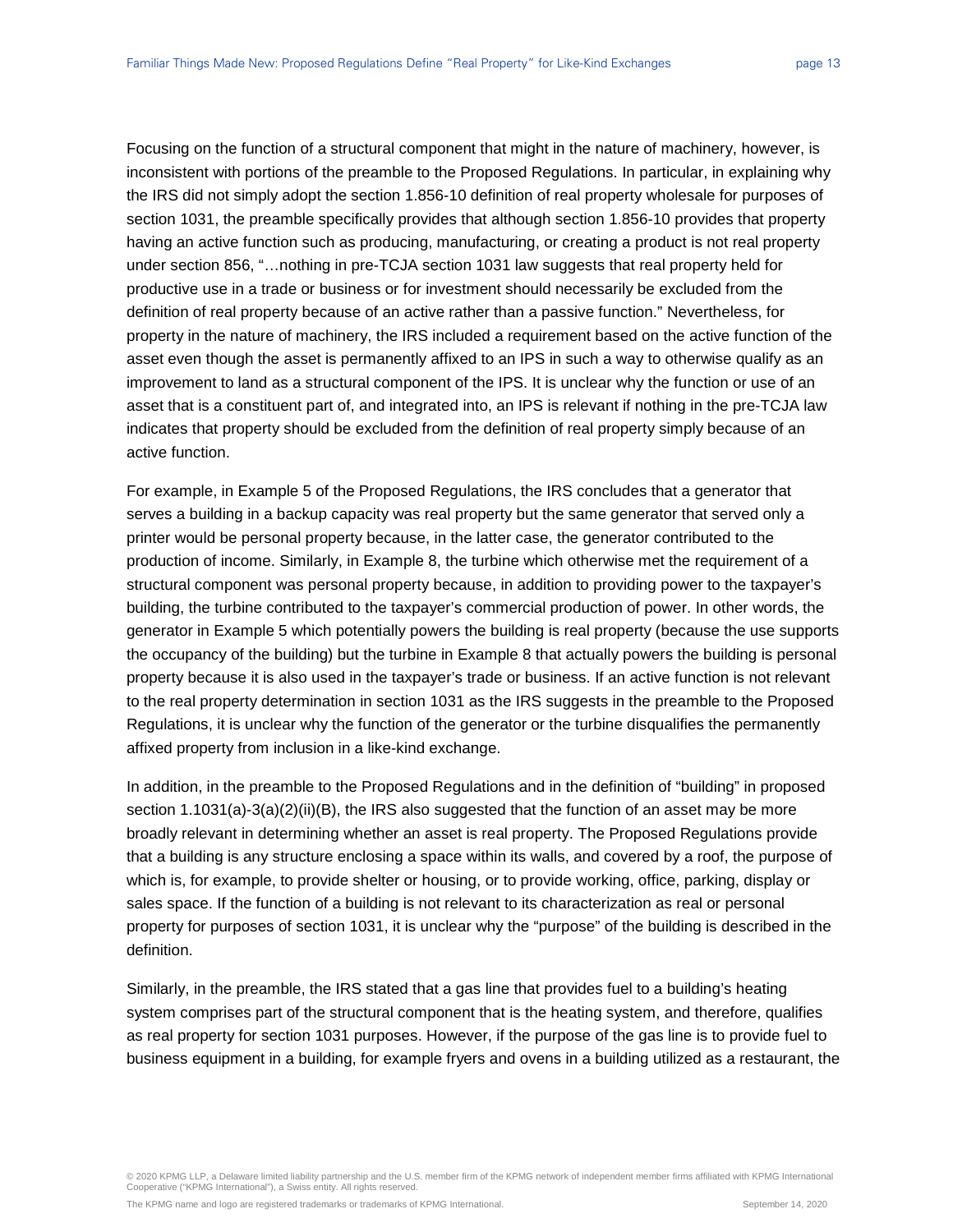Focusing on the function of a structural component that might in the nature of machinery, however, is inconsistent with portions of the preamble to the Proposed Regulations. In particular, in explaining why the IRS did not simply adopt the section 1.856-10 definition of real property wholesale for purposes of section 1031, the preamble specifically provides that although section 1.856-10 provides that property having an active function such as producing, manufacturing, or creating a product is not real property under section 856, "…nothing in pre-TCJA section 1031 law suggests that real property held for productive use in a trade or business or for investment should necessarily be excluded from the definition of real property because of an active rather than a passive function." Nevertheless, for property in the nature of machinery, the IRS included a requirement based on the active function of the asset even though the asset is permanently affixed to an IPS in such a way to otherwise qualify as an improvement to land as a structural component of the IPS. It is unclear why the function or use of an asset that is a constituent part of, and integrated into, an IPS is relevant if nothing in the pre-TCJA law indicates that property should be excluded from the definition of real property simply because of an active function.

For example, in Example 5 of the Proposed Regulations, the IRS concludes that a generator that serves a building in a backup capacity was real property but the same generator that served only a printer would be personal property because, in the latter case, the generator contributed to the production of income. Similarly, in Example 8, the turbine which otherwise met the requirement of a structural component was personal property because, in addition to providing power to the taxpayer's building, the turbine contributed to the taxpayer's commercial production of power. In other words, the generator in Example 5 which potentially powers the building is real property (because the use supports the occupancy of the building) but the turbine in Example 8 that actually powers the building is personal property because it is also used in the taxpayer's trade or business. If an active function is not relevant to the real property determination in section 1031 as the IRS suggests in the preamble to the Proposed Regulations, it is unclear why the function of the generator or the turbine disqualifies the permanently affixed property from inclusion in a like-kind exchange.

In addition, in the preamble to the Proposed Regulations and in the definition of "building" in proposed section 1.1031(a)-3(a)(2)(ii)(B), the IRS also suggested that the function of an asset may be more broadly relevant in determining whether an asset is real property. The Proposed Regulations provide that a building is any structure enclosing a space within its walls, and covered by a roof, the purpose of which is, for example, to provide shelter or housing, or to provide working, office, parking, display or sales space. If the function of a building is not relevant to its characterization as real or personal property for purposes of section 1031, it is unclear why the "purpose" of the building is described in the definition.

Similarly, in the preamble, the IRS stated that a gas line that provides fuel to a building's heating system comprises part of the structural component that is the heating system, and therefore, qualifies as real property for section 1031 purposes. However, if the purpose of the gas line is to provide fuel to business equipment in a building, for example fryers and ovens in a building utilized as a restaurant, the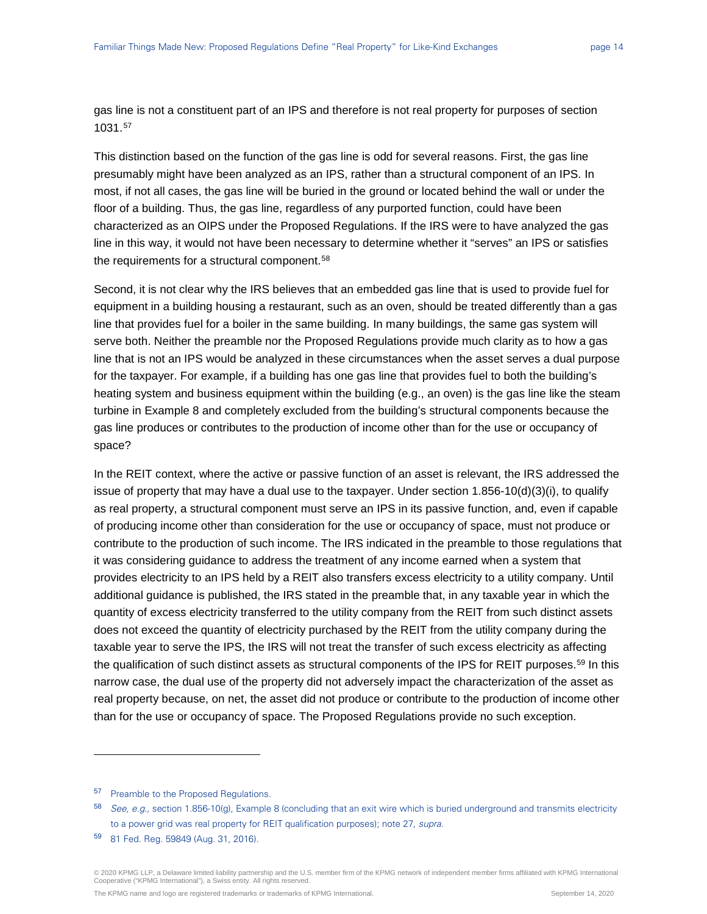gas line is not a constituent part of an IPS and therefore is not real property for purposes of section 1031.[57]

This distinction based on the function of the gas line is odd for several reasons. First, the gas line presumably might have been analyzed as an IPS, rather than a structural component of an IPS. In most, if not all cases, the gas line will be buried in the ground or located behind the wall or under the floor of a building. Thus, the gas line, regardless of any purported function, could have been characterized as an OIPS under the Proposed Regulations. If the IRS were to have analyzed the gas line in this way, it would not have been necessary to determine whether it "serves" an IPS or satisfies the requirements for a structural component.[58]

Second, it is not clear why the IRS believes that an embedded gas line that is used to provide fuel for equipment in a building housing a restaurant, such as an oven, should be treated differently than a gas line that provides fuel for a boiler in the same building. In many buildings, the same gas system will serve both. Neither the preamble nor the Proposed Regulations provide much clarity as to how a gas line that is not an IPS would be analyzed in these circumstances when the asset serves a dual purpose for the taxpayer. For example, if a building has one gas line that provides fuel to both the building's heating system and business equipment within the building (e.g., an oven) is the gas line like the steam turbine in Example 8 and completely excluded from the building's structural components because the gas line produces or contributes to the production of income other than for the use or occupancy of space?

In the REIT context, where the active or passive function of an asset is relevant, the IRS addressed the issue of property that may have a dual use to the taxpayer. Under section 1.856-10(d)(3)(i), to qualify as real property, a structural component must serve an IPS in its passive function, and, even if capable of producing income other than consideration for the use or occupancy of space, must not produce or contribute to the production of such income. The IRS indicated in the preamble to those regulations that it was considering guidance to address the treatment of any income earned when a system that provides electricity to an IPS held by a REIT also transfers excess electricity to a utility company. Until additional guidance is published, the IRS stated in the preamble that, in any taxable year in which the quantity of excess electricity transferred to the utility company from the REIT from such distinct assets does not exceed the quantity of electricity purchased by the REIT from the utility company during the taxable year to serve the IPS, the IRS will not treat the transfer of such excess electricity as affecting the qualification of such distinct assets as structural components of the IPS for REIT purposes.[59] In this narrow case, the dual use of the property did not adversely impact the characterization of the asset as real property because, on net, the asset did not produce or contribute to the production of income other than for the use or occupancy of space. The Proposed Regulations provide no such exception.

---

[57] Preamble to the Proposed Regulations.

[58] *See, e.g.,* section 1.856-10(g), Example 8 (concluding that an exit wire which is buried underground and transmits electricity to a power grid was real property for REIT qualification purposes); note 27, *supra*.

[59] 81 Fed. Reg. 59849 (Aug. 31, 2016).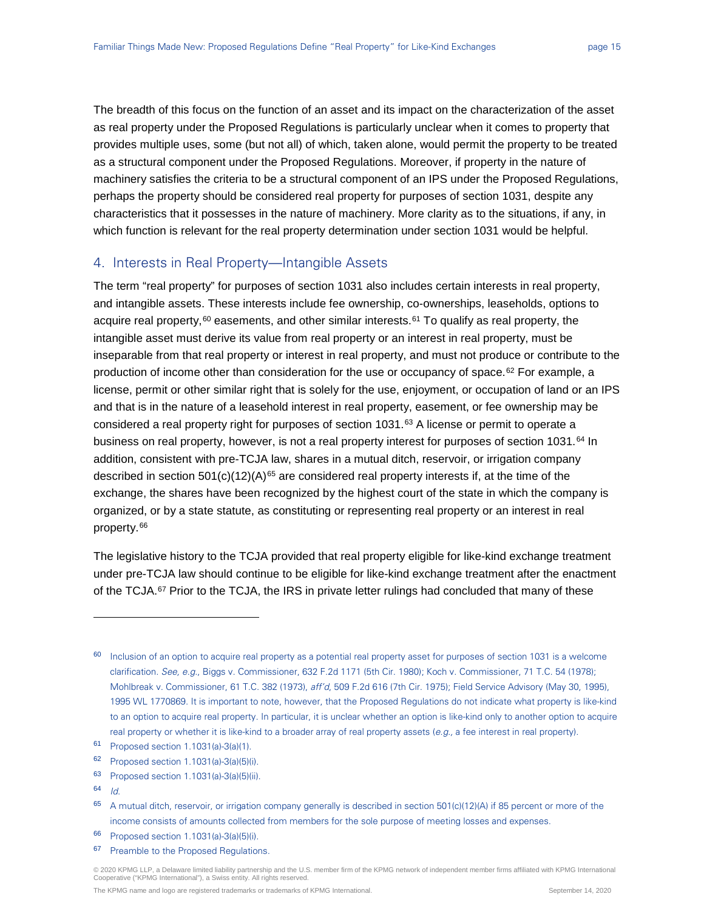The breadth of this focus on the function of an asset and its impact on the characterization of the asset as real property under the Proposed Regulations is particularly unclear when it comes to property that provides multiple uses, some (but not all) of which, taken alone, would permit the property to be treated as a structural component under the Proposed Regulations. Moreover, if property in the nature of machinery satisfies the criteria to be a structural component of an IPS under the Proposed Regulations, perhaps the property should be considered real property for purposes of section 1031, despite any characteristics that it possesses in the nature of machinery. More clarity as to the situations, if any, in which function is relevant for the real property determination under section 1031 would be helpful.

## 4. Interests in Real Property—Intangible Assets

The term "real property" for purposes of section 1031 also includes certain interests in real property, and intangible assets. These interests include fee ownership, co-ownerships, leaseholds, options to acquire real property,[60] easements, and other similar interests.[61] To qualify as real property, the intangible asset must derive its value from real property or an interest in real property, must be inseparable from that real property or interest in real property, and must not produce or contribute to the production of income other than consideration for the use or occupancy of space.[62] For example, a license, permit or other similar right that is solely for the use, enjoyment, or occupation of land or an IPS and that is in the nature of a leasehold interest in real property, easement, or fee ownership may be considered a real property right for purposes of section 1031.[63] A license or permit to operate a business on real property, however, is not a real property interest for purposes of section 1031.[64] In addition, consistent with pre-TCJA law, shares in a mutual ditch, reservoir, or irrigation company described in section 501(c)(12)(A)[65] are considered real property interests if, at the time of the exchange, the shares have been recognized by the highest court of the state in which the company is organized, or by a state statute, as constituting or representing real property or an interest in real property.[66]

The legislative history to the TCJA provided that real property eligible for like-kind exchange treatment under pre-TCJA law should continue to be eligible for like-kind exchange treatment after the enactment of the TCJA.[67] Prior to the TCJA, the IRS in private letter rulings had concluded that many of these

---

[60] Inclusion of an option to acquire real property as a potential real property asset for purposes of section 1031 is a welcome clarification. *See, e.g.,* Biggs v. Commissioner, 632 F.2d 1171 (5th Cir. 1980); Koch v. Commissioner, 71 T.C. 54 (1978); Mohlbreak v. Commissioner, 61 T.C. 382 (1973), *aff'd*, 509 F.2d 616 (7th Cir. 1975); Field Service Advisory (May 30, 1995), 1995 WL 1770869. It is important to note, however, that the Proposed Regulations do not indicate what property is like-kind to an option to acquire real property. In particular, it is unclear whether an option is like-kind only to another option to acquire real property or whether it is like-kind to a broader array of real property assets (*e.g.,* a fee interest in real property).

[61] Proposed section 1.1031(a)-3(a)(1).

[62] Proposed section 1.1031(a)-3(a)(5)(i).

[63] Proposed section 1.1031(a)-3(a)(5)(ii).

[64] *Id.*

[65] A mutual ditch, reservoir, or irrigation company generally is described in section 501(c)(12)(A) if 85 percent or more of the income consists of amounts collected from members for the sole purpose of meeting losses and expenses.

[66] Proposed section 1.1031(a)-3(a)(5)(i).

[67] Preamble to the Proposed Regulations.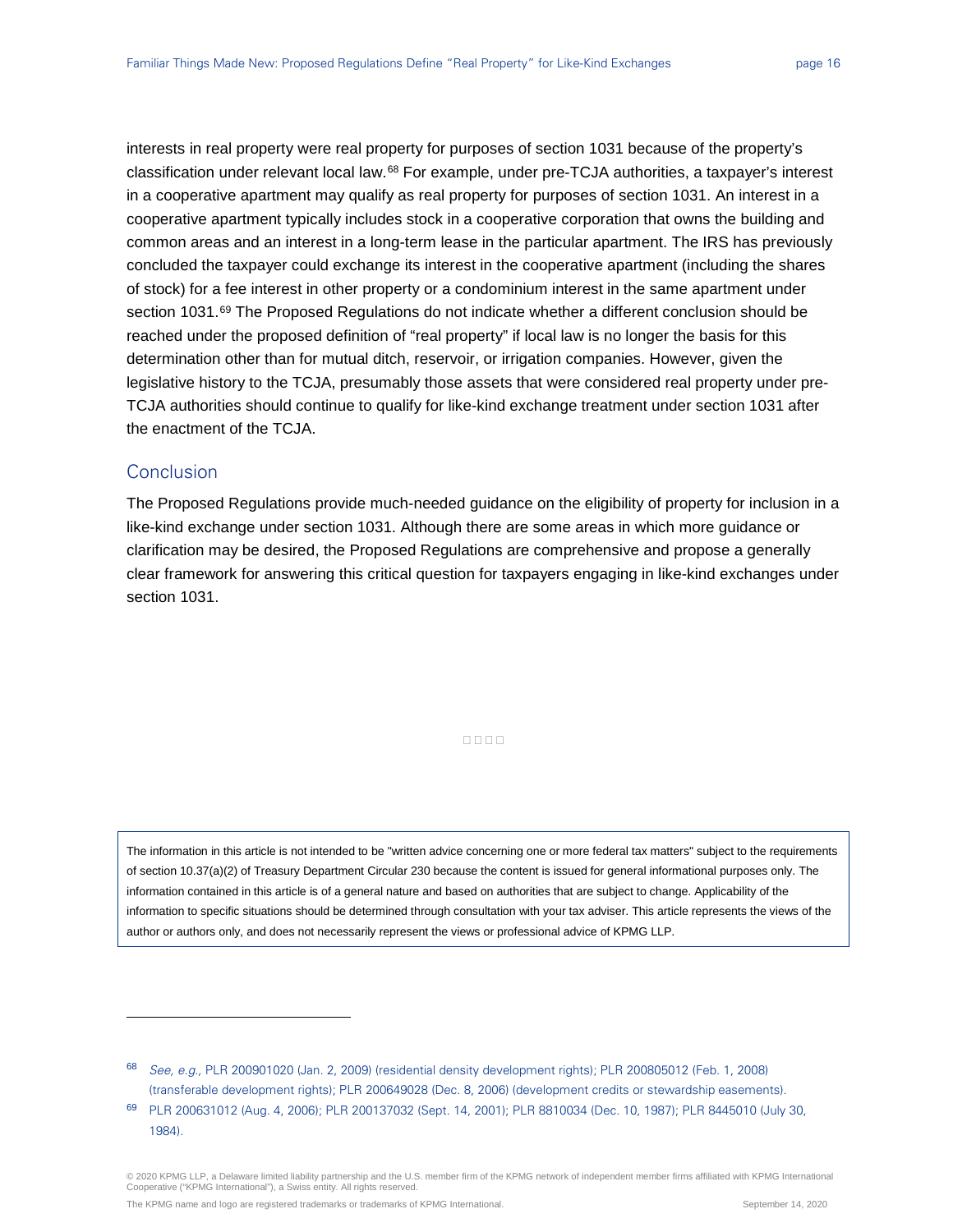interests in real property were real property for purposes of section 1031 because of the property's classification under relevant local law.[68] For example, under pre-TCJA authorities, a taxpayer's interest in a cooperative apartment may qualify as real property for purposes of section 1031. An interest in a cooperative apartment typically includes stock in a cooperative corporation that owns the building and common areas and an interest in a long-term lease in the particular apartment. The IRS has previously concluded the taxpayer could exchange its interest in the cooperative apartment (including the shares of stock) for a fee interest in other property or a condominium interest in the same apartment under section 1031.[69] The Proposed Regulations do not indicate whether a different conclusion should be reached under the proposed definition of "real property" if local law is no longer the basis for this determination other than for mutual ditch, reservoir, or irrigation companies. However, given the legislative history to the TCJA, presumably those assets that were considered real property under pre-TCJA authorities should continue to qualify for like-kind exchange treatment under section 1031 after the enactment of the TCJA.

## Conclusion

The Proposed Regulations provide much-needed guidance on the eligibility of property for inclusion in a like-kind exchange under section 1031. Although there are some areas in which more guidance or clarification may be desired, the Proposed Regulations are comprehensive and propose a generally clear framework for answering this critical question for taxpayers engaging in like-kind exchanges under section 1031.

□□□□

The information in this article is not intended to be "written advice concerning one or more federal tax matters" subject to the requirements of section 10.37(a)(2) of Treasury Department Circular 230 because the content is issued for general informational purposes only. The information contained in this article is of a general nature and based on authorities that are subject to change. Applicability of the information to specific situations should be determined through consultation with your tax adviser. This article represents the views of the author or authors only, and does not necessarily represent the views or professional advice of KPMG LLP.

---

[68] *See, e.g.,* PLR 200901020 (Jan. 2, 2009) (residential density development rights); PLR 200805012 (Feb. 1, 2008) (transferable development rights); PLR 200649028 (Dec. 8, 2006) (development credits or stewardship easements).

[69] PLR 200631012 (Aug. 4, 2006); PLR 200137032 (Sept. 14, 2001); PLR 8810034 (Dec. 10, 1987); PLR 8445010 (July 30, 1984).

© 2020 KPMG LLP, a Delaware limited liability partnership and the U.S. member firm of the KPMG network of independent member firms affiliated with KPMG International Cooperative ("KPMG International"), a Swiss entity. All rights reserved.

The KPMG name and logo are registered trademarks or trademarks of KPMG International. September 14, 2020